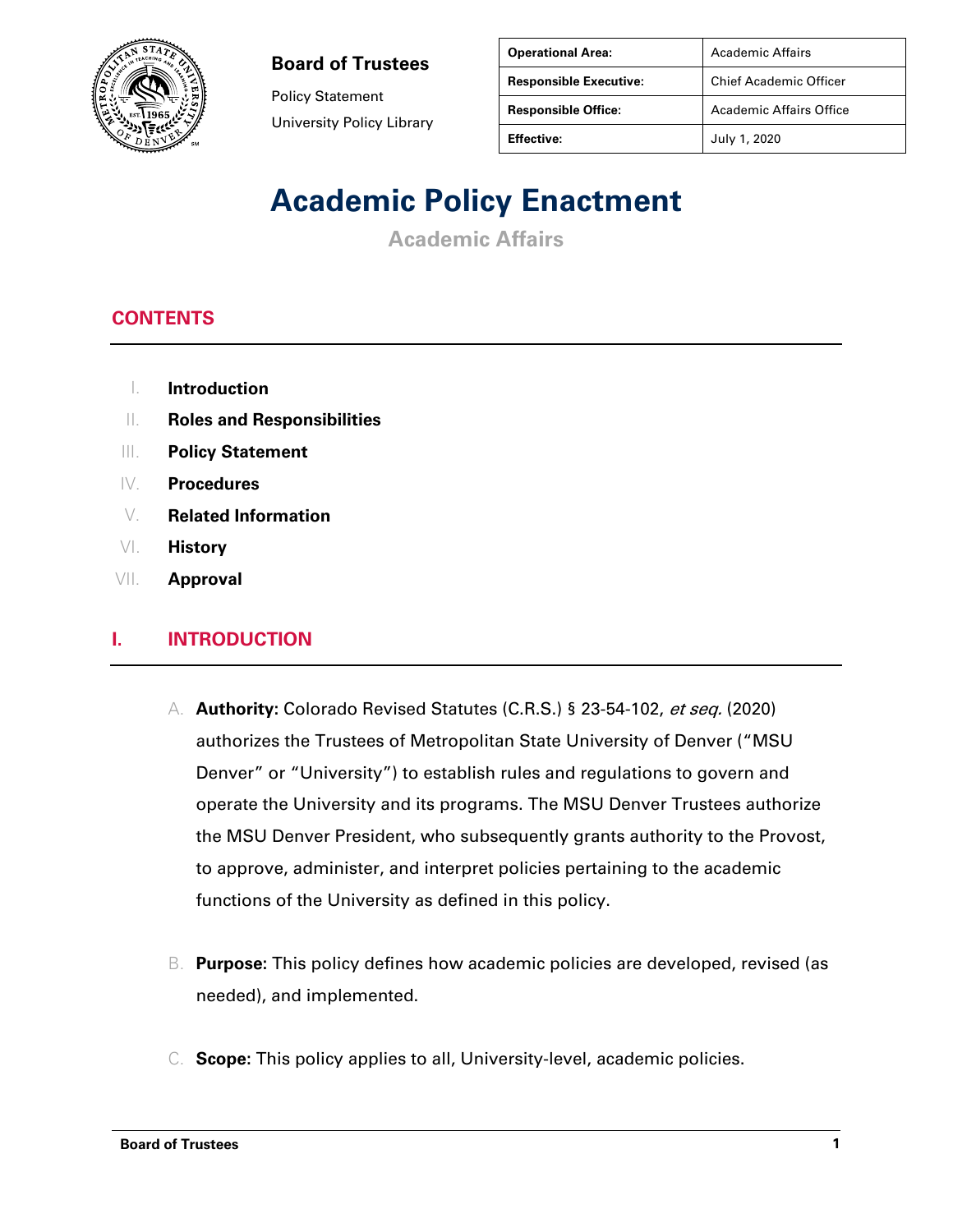**Board of Trustees**

Policy Statement

University Policy Library

| **Operational Area:** | Academic Affairs |
|---|---|
| **Responsible Executive:** | Chief Academic Officer |
| **Responsible Office:** | Academic Affairs Office |
| **Effective:** | July 1, 2020 |

# Academic Policy Enactment

**Academic Affairs**

## CONTENTS

I. **Introduction**
II. **Roles and Responsibilities**
III. **Policy Statement**
IV. **Procedures**
V. **Related Information**
VI. **History**
VII. **Approval**

## I. INTRODUCTION

A. **Authority:** Colorado Revised Statutes (C.R.S.) § 23-54-102, *et seq.* (2020) authorizes the Trustees of Metropolitan State University of Denver ("MSU Denver" or "University") to establish rules and regulations to govern and operate the University and its programs. The MSU Denver Trustees authorize the MSU Denver President, who subsequently grants authority to the Provost, to approve, administer, and interpret policies pertaining to the academic functions of the University as defined in this policy.

B. **Purpose:** This policy defines how academic policies are developed, revised (as needed), and implemented.

C. **Scope:** This policy applies to all, University-level, academic policies.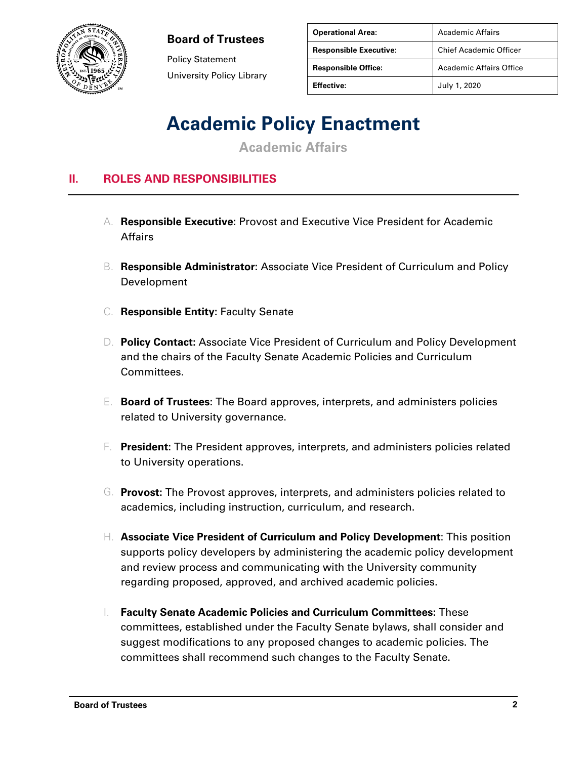| **Operational Area:** | Academic Affairs |
| --- | --- |
| **Responsible Executive:** | Chief Academic Officer |
| **Responsible Office:** | Academic Affairs Office |
| **Effective:** | July 1, 2020 |

**Board of Trustees**

Policy Statement

University Policy Library

# Academic Policy Enactment

## Academic Affairs

## II. ROLES AND RESPONSIBILITIES

A. **Responsible Executive:** Provost and Executive Vice President for Academic Affairs

B. **Responsible Administrator:** Associate Vice President of Curriculum and Policy Development

C. **Responsible Entity:** Faculty Senate

D. **Policy Contact:** Associate Vice President of Curriculum and Policy Development and the chairs of the Faculty Senate Academic Policies and Curriculum Committees.

E. **Board of Trustees:** The Board approves, interprets, and administers policies related to University governance.

F. **President:** The President approves, interprets, and administers policies related to University operations.

G. **Provost:** The Provost approves, interprets, and administers policies related to academics, including instruction, curriculum, and research.

H. **Associate Vice President of Curriculum and Policy Development**: This position supports policy developers by administering the academic policy development and review process and communicating with the University community regarding proposed, approved, and archived academic policies.

I. **Faculty Senate Academic Policies and Curriculum Committees:** These committees, established under the Faculty Senate bylaws, shall consider and suggest modifications to any proposed changes to academic policies. The committees shall recommend such changes to the Faculty Senate.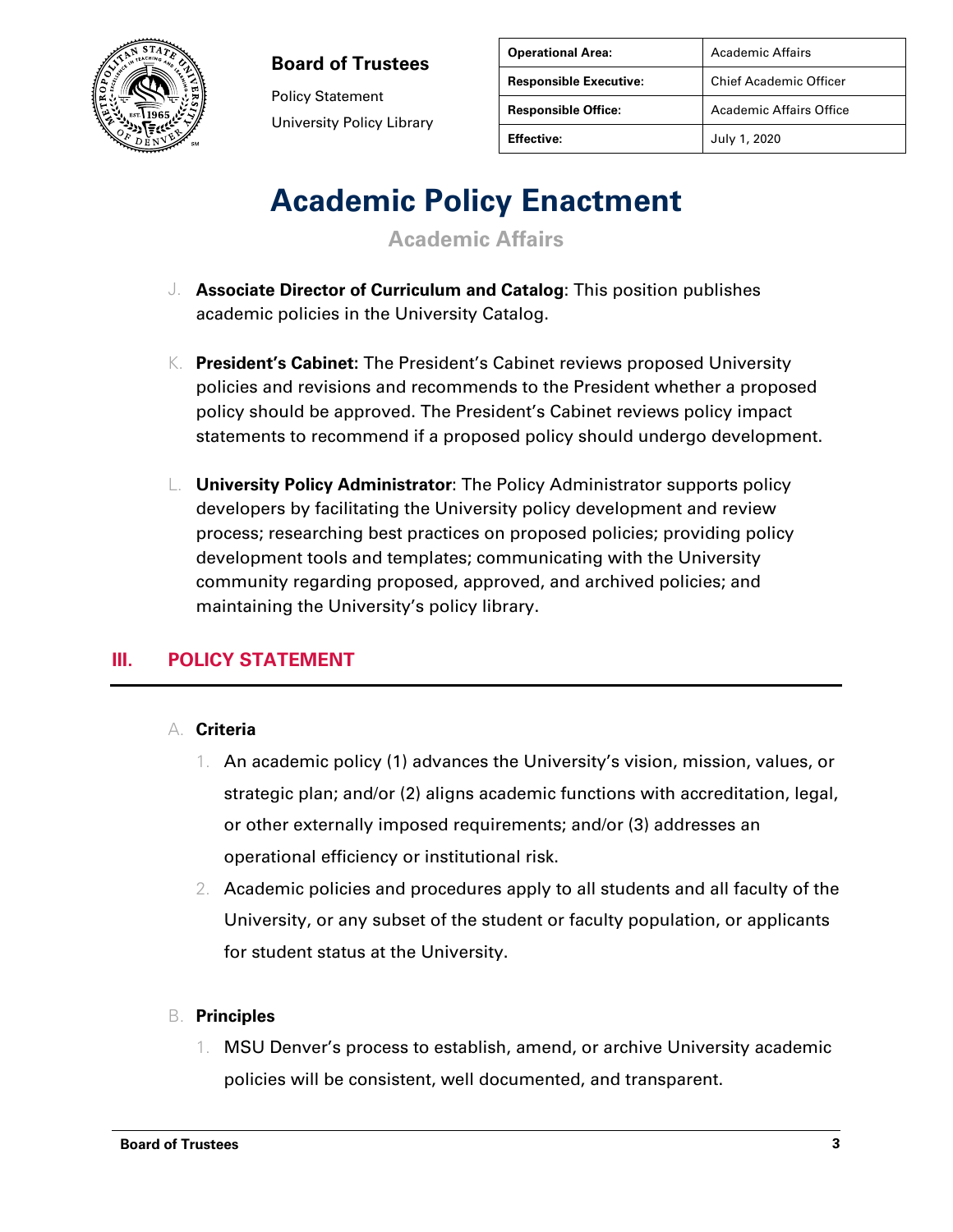J. **Associate Director of Curriculum and Catalog**: This position publishes academic policies in the University Catalog.

K. **President's Cabinet:** The President's Cabinet reviews proposed University policies and revisions and recommends to the President whether a proposed policy should be approved. The President's Cabinet reviews policy impact statements to recommend if a proposed policy should undergo development.

L. **University Policy Administrator**: The Policy Administrator supports policy developers by facilitating the University policy development and review process; researching best practices on proposed policies; providing policy development tools and templates; communicating with the University community regarding proposed, approved, and archived policies; and maintaining the University's policy library.

## III. POLICY STATEMENT

A. **Criteria**

1. An academic policy (1) advances the University's vision, mission, values, or strategic plan; and/or (2) aligns academic functions with accreditation, legal, or other externally imposed requirements; and/or (3) addresses an operational efficiency or institutional risk.
2. Academic policies and procedures apply to all students and all faculty of the University, or any subset of the student or faculty population, or applicants for student status at the University.

B. **Principles**

1. MSU Denver's process to establish, amend, or archive University academic policies will be consistent, well documented, and transparent.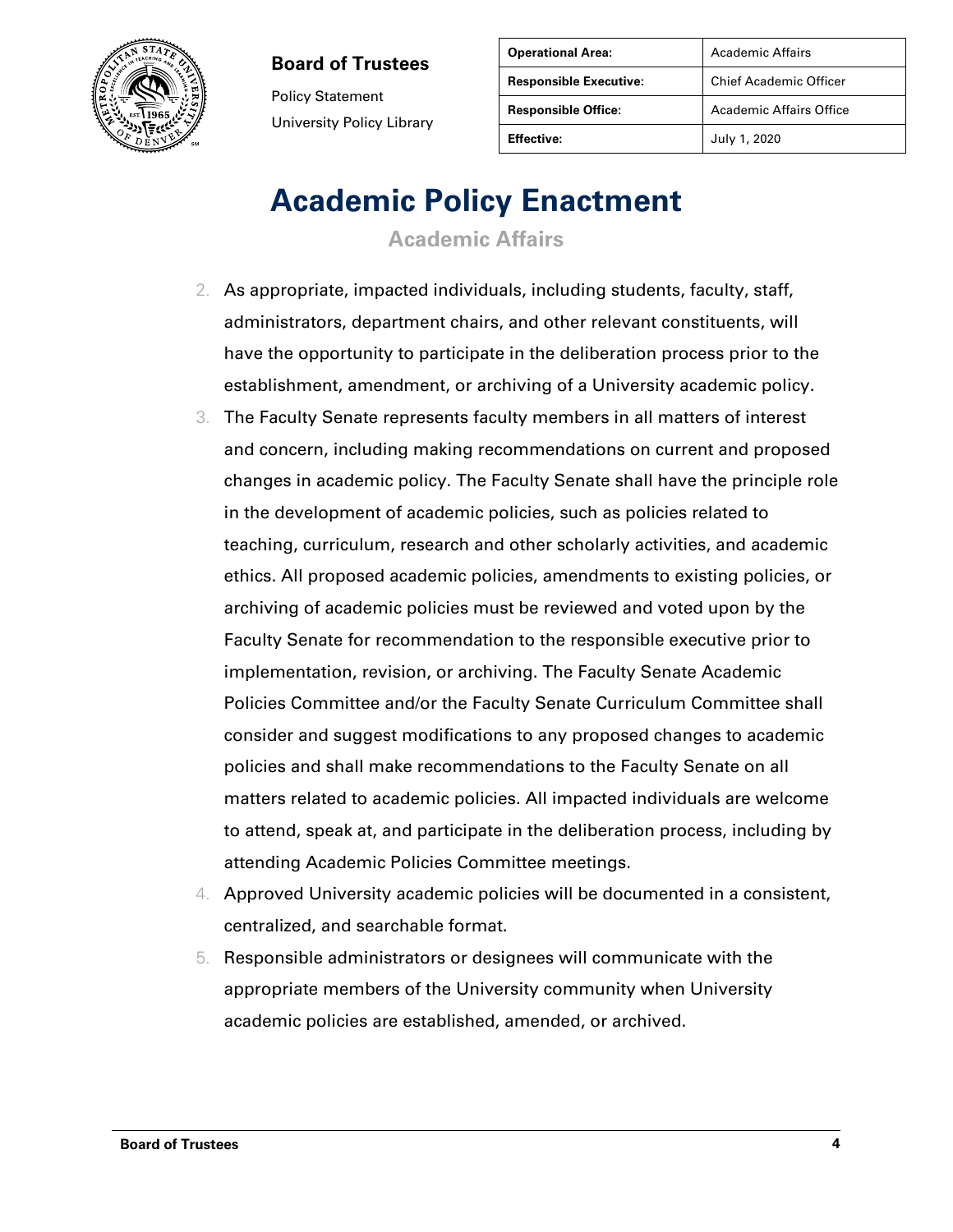**Board of Trustees**

Policy Statement

University Policy Library

| Operational Area: | Academic Affairs |
| --- | --- |
| Responsible Executive: | Chief Academic Officer |
| Responsible Office: | Academic Affairs Office |
| Effective: | July 1, 2020 |

# Academic Policy Enactment

## Academic Affairs

2. As appropriate, impacted individuals, including students, faculty, staff, administrators, department chairs, and other relevant constituents, will have the opportunity to participate in the deliberation process prior to the establishment, amendment, or archiving of a University academic policy.
3. The Faculty Senate represents faculty members in all matters of interest and concern, including making recommendations on current and proposed changes in academic policy. The Faculty Senate shall have the principle role in the development of academic policies, such as policies related to teaching, curriculum, research and other scholarly activities, and academic ethics. All proposed academic policies, amendments to existing policies, or archiving of academic policies must be reviewed and voted upon by the Faculty Senate for recommendation to the responsible executive prior to implementation, revision, or archiving. The Faculty Senate Academic Policies Committee and/or the Faculty Senate Curriculum Committee shall consider and suggest modifications to any proposed changes to academic policies and shall make recommendations to the Faculty Senate on all matters related to academic policies. All impacted individuals are welcome to attend, speak at, and participate in the deliberation process, including by attending Academic Policies Committee meetings.
4. Approved University academic policies will be documented in a consistent, centralized, and searchable format.
5. Responsible administrators or designees will communicate with the appropriate members of the University community when University academic policies are established, amended, or archived.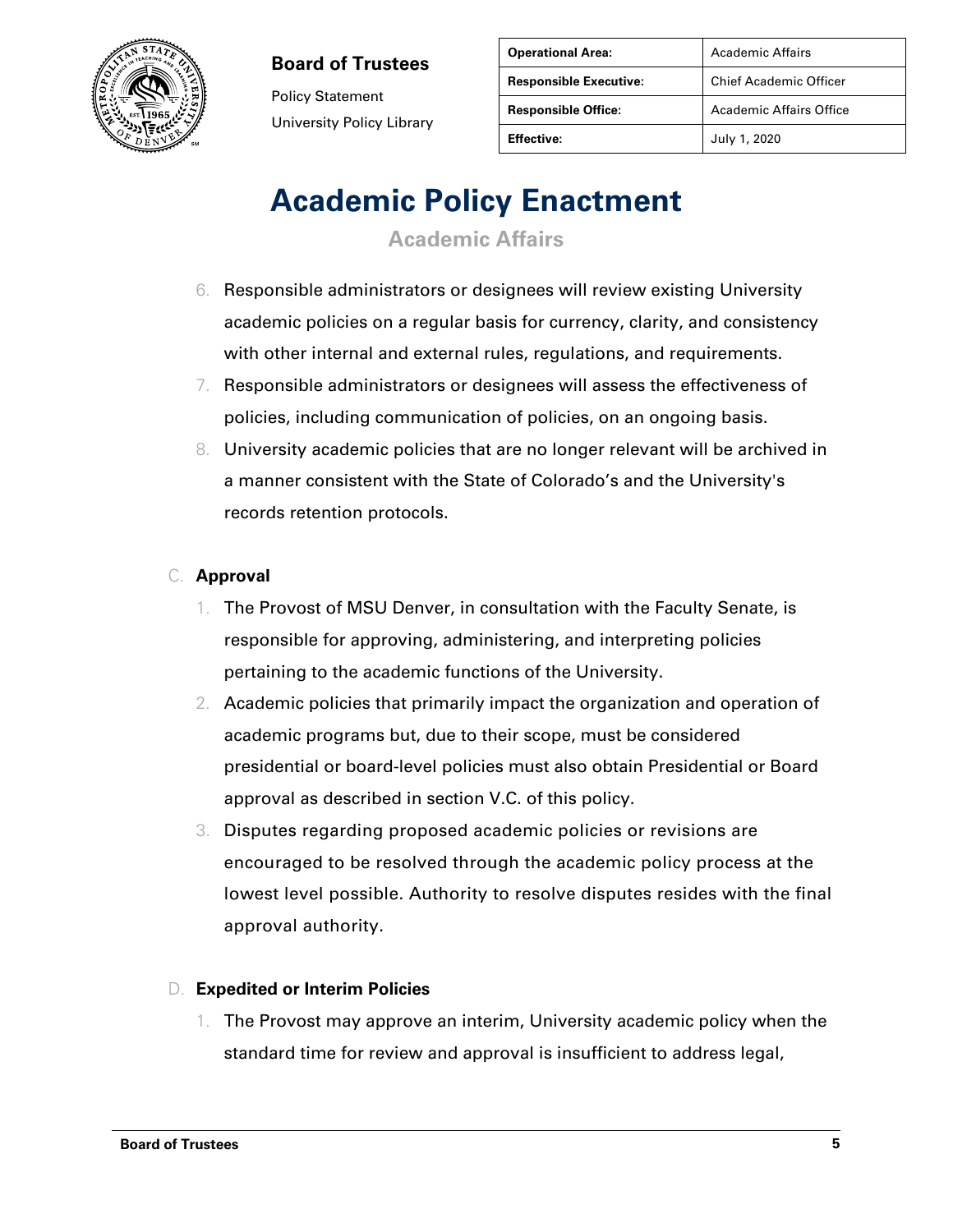6. Responsible administrators or designees will review existing University academic policies on a regular basis for currency, clarity, and consistency with other internal and external rules, regulations, and requirements.
7. Responsible administrators or designees will assess the effectiveness of policies, including communication of policies, on an ongoing basis.
8. University academic policies that are no longer relevant will be archived in a manner consistent with the State of Colorado's and the University's records retention protocols.

C. **Approval**

1. The Provost of MSU Denver, in consultation with the Faculty Senate, is responsible for approving, administering, and interpreting policies pertaining to the academic functions of the University.
2. Academic policies that primarily impact the organization and operation of academic programs but, due to their scope, must be considered presidential or board-level policies must also obtain Presidential or Board approval as described in section V.C. of this policy.
3. Disputes regarding proposed academic policies or revisions are encouraged to be resolved through the academic policy process at the lowest level possible. Authority to resolve disputes resides with the final approval authority.

D. **Expedited or Interim Policies**

1. The Provost may approve an interim, University academic policy when the standard time for review and approval is insufficient to address legal,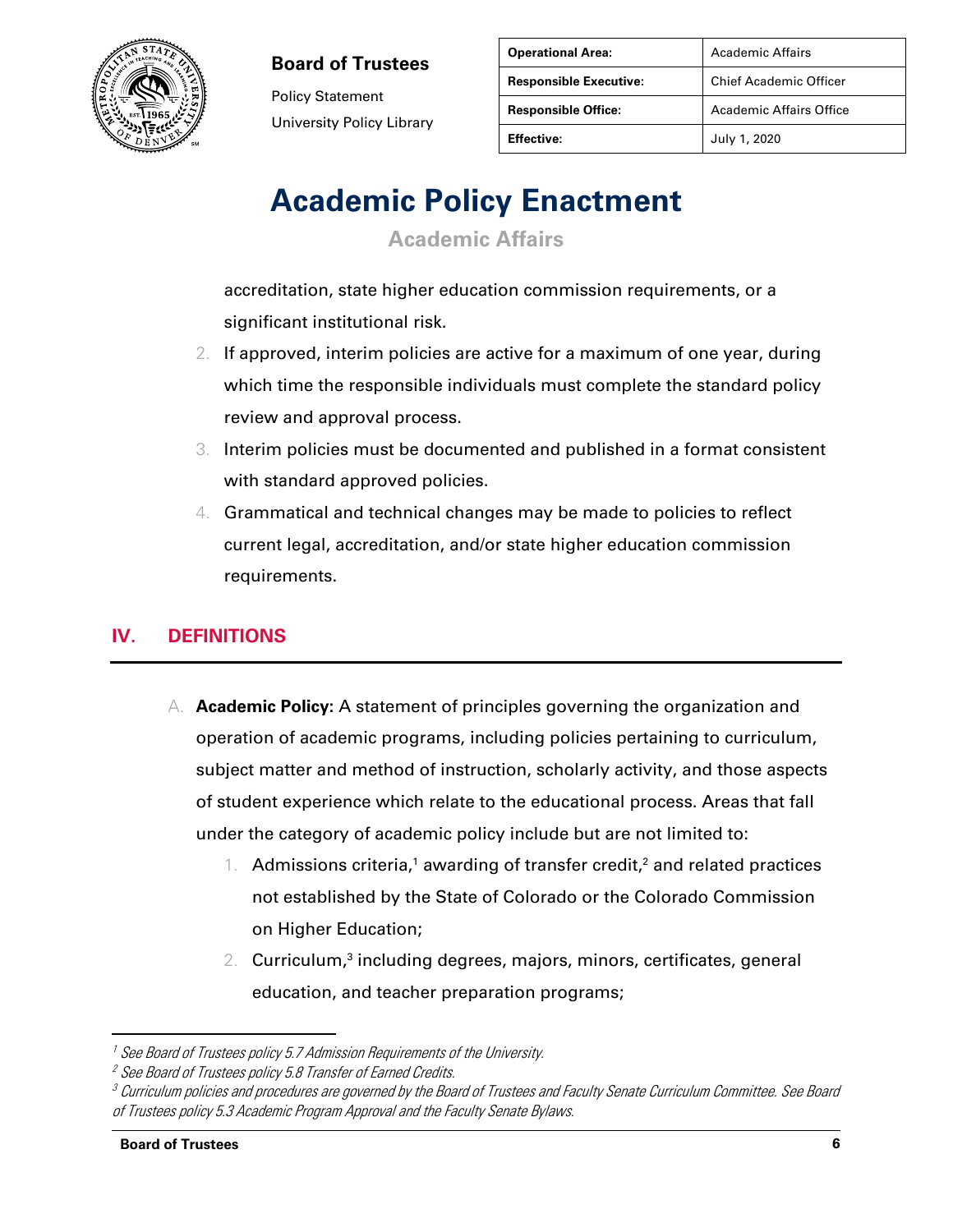accreditation, state higher education commission requirements, or a significant institutional risk.

2. If approved, interim policies are active for a maximum of one year, during which time the responsible individuals must complete the standard policy review and approval process.
3. Interim policies must be documented and published in a format consistent with standard approved policies.
4. Grammatical and technical changes may be made to policies to reflect current legal, accreditation, and/or state higher education commission requirements.

## IV. DEFINITIONS

A. **Academic Policy:** A statement of principles governing the organization and operation of academic programs, including policies pertaining to curriculum, subject matter and method of instruction, scholarly activity, and those aspects of student experience which relate to the educational process. Areas that fall under the category of academic policy include but are not limited to:

1. Admissions criteria,[1] awarding of transfer credit,[2] and related practices not established by the State of Colorado or the Colorado Commission on Higher Education;
2. Curriculum,[3] including degrees, majors, minors, certificates, general education, and teacher preparation programs;

---

[1] *See Board of Trustees policy 5.7 Admission Requirements of the University.*

[2] *See Board of Trustees policy 5.8 Transfer of Earned Credits.*

[3] *Curriculum policies and procedures are governed by the Board of Trustees and Faculty Senate Curriculum Committee. See Board of Trustees policy 5.3 Academic Program Approval and the Faculty Senate Bylaws.*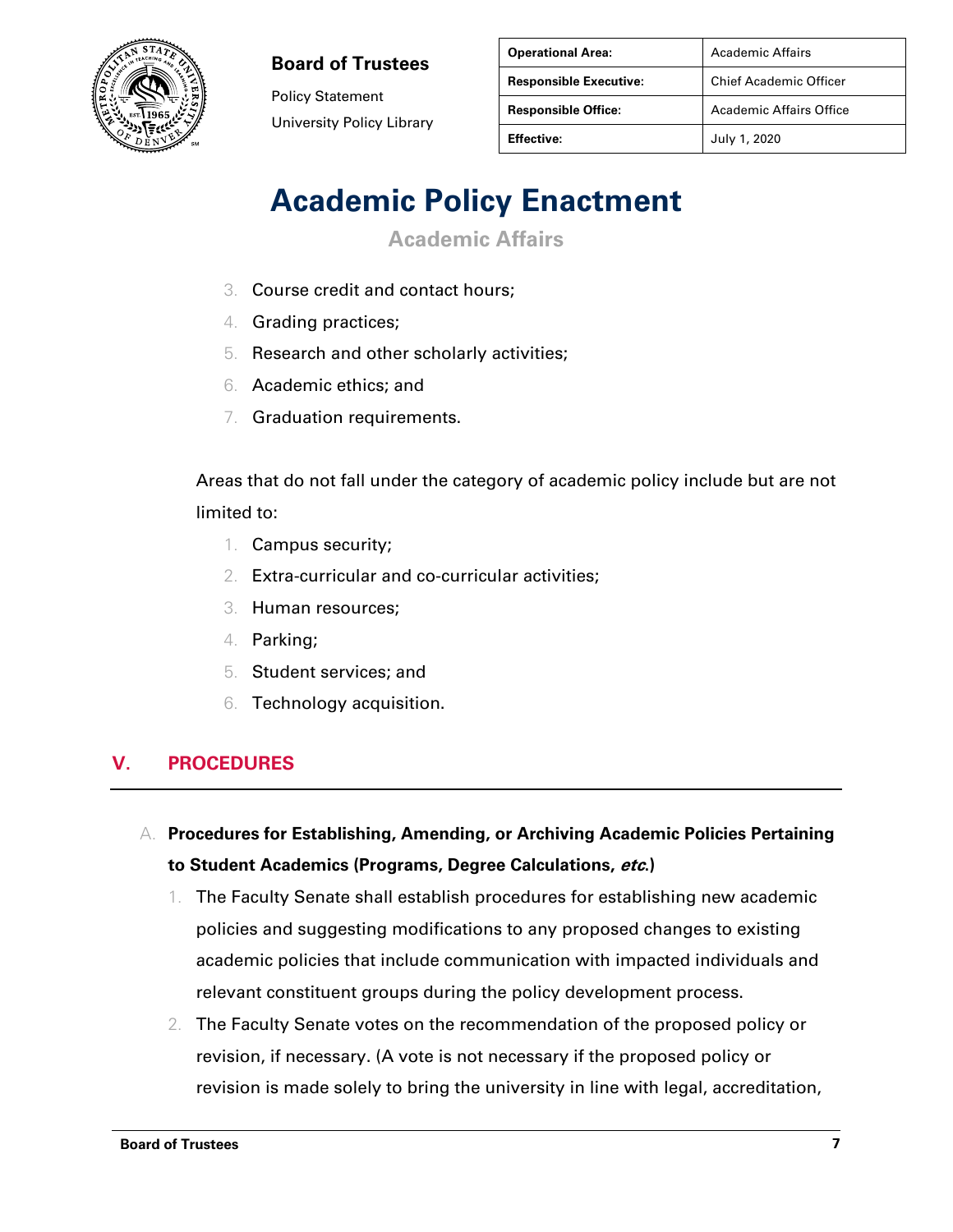3. Course credit and contact hours;
4. Grading practices;
5. Research and other scholarly activities;
6. Academic ethics; and
7. Graduation requirements.

Areas that do not fall under the category of academic policy include but are not limited to:

1. Campus security;
2. Extra-curricular and co-curricular activities;
3. Human resources;
4. Parking;
5. Student services; and
6. Technology acquisition.

## V. PROCEDURES

A. **Procedures for Establishing, Amending, or Archiving Academic Policies Pertaining to Student Academics (Programs, Degree Calculations, *etc.*)**

1. The Faculty Senate shall establish procedures for establishing new academic policies and suggesting modifications to any proposed changes to existing academic policies that include communication with impacted individuals and relevant constituent groups during the policy development process.
2. The Faculty Senate votes on the recommendation of the proposed policy or revision, if necessary. (A vote is not necessary if the proposed policy or revision is made solely to bring the university in line with legal, accreditation,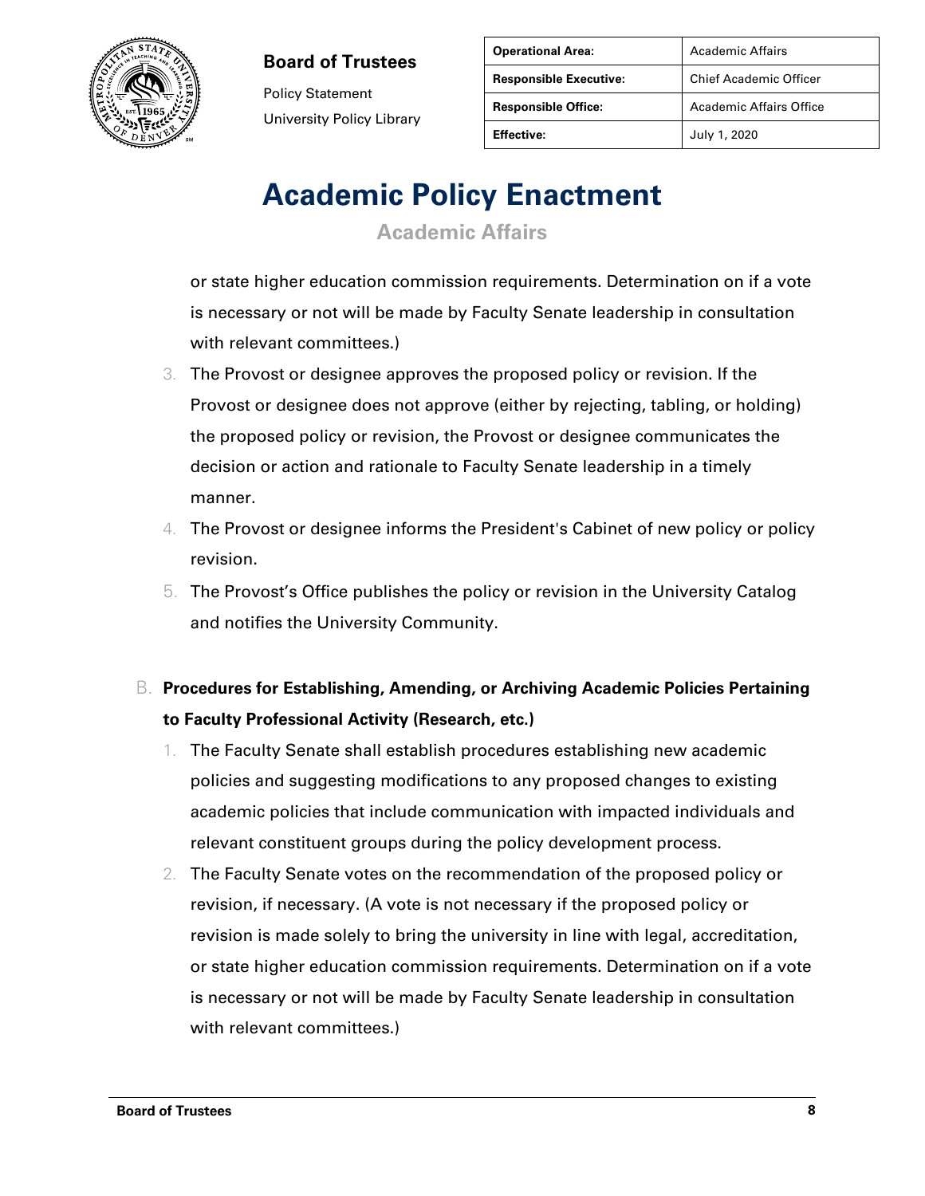or state higher education commission requirements. Determination on if a vote is necessary or not will be made by Faculty Senate leadership in consultation with relevant committees.)

3. The Provost or designee approves the proposed policy or revision. If the Provost or designee does not approve (either by rejecting, tabling, or holding) the proposed policy or revision, the Provost or designee communicates the decision or action and rationale to Faculty Senate leadership in a timely manner.
4. The Provost or designee informs the President's Cabinet of new policy or policy revision.
5. The Provost's Office publishes the policy or revision in the University Catalog and notifies the University Community.

B. **Procedures for Establishing, Amending, or Archiving Academic Policies Pertaining to Faculty Professional Activity (Research, etc.)**

1. The Faculty Senate shall establish procedures establishing new academic policies and suggesting modifications to any proposed changes to existing academic policies that include communication with impacted individuals and relevant constituent groups during the policy development process.
2. The Faculty Senate votes on the recommendation of the proposed policy or revision, if necessary. (A vote is not necessary if the proposed policy or revision is made solely to bring the university in line with legal, accreditation, or state higher education commission requirements. Determination on if a vote is necessary or not will be made by Faculty Senate leadership in consultation with relevant committees.)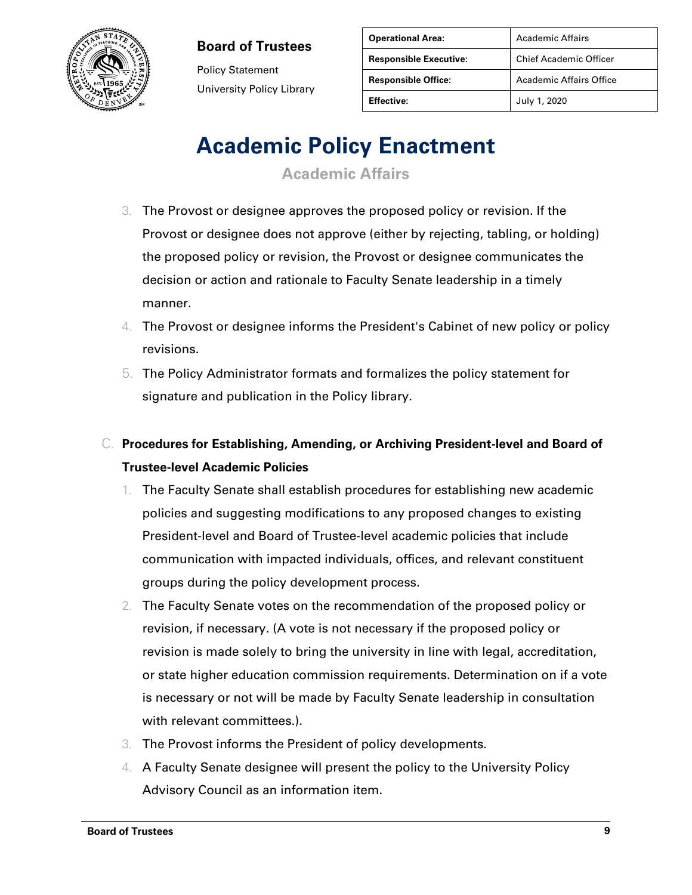3. The Provost or designee approves the proposed policy or revision. If the Provost or designee does not approve (either by rejecting, tabling, or holding) the proposed policy or revision, the Provost or designee communicates the decision or action and rationale to Faculty Senate leadership in a timely manner.
4. The Provost or designee informs the President's Cabinet of new policy or policy revisions.
5. The Policy Administrator formats and formalizes the policy statement for signature and publication in the Policy library.

C. **Procedures for Establishing, Amending, or Archiving President-level and Board of Trustee-level Academic Policies**

1. The Faculty Senate shall establish procedures for establishing new academic policies and suggesting modifications to any proposed changes to existing President-level and Board of Trustee-level academic policies that include communication with impacted individuals, offices, and relevant constituent groups during the policy development process.
2. The Faculty Senate votes on the recommendation of the proposed policy or revision, if necessary. (A vote is not necessary if the proposed policy or revision is made solely to bring the university in line with legal, accreditation, or state higher education commission requirements. Determination on if a vote is necessary or not will be made by Faculty Senate leadership in consultation with relevant committees.).
3. The Provost informs the President of policy developments.
4. A Faculty Senate designee will present the policy to the University Policy Advisory Council as an information item.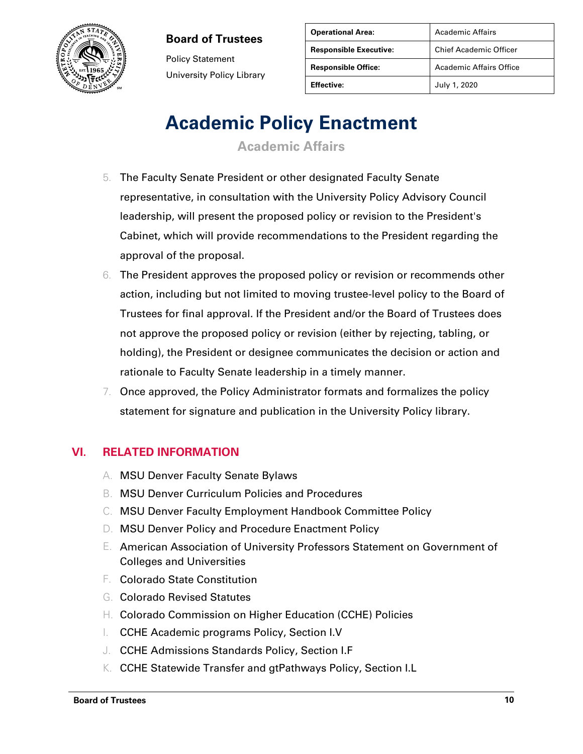| Operational Area: | Academic Affairs |
| --- | --- |
| Responsible Executive: | Chief Academic Officer |
| Responsible Office: | Academic Affairs Office |
| Effective: | July 1, 2020 |

**Board of Trustees**

Policy Statement

University Policy Library

# Academic Policy Enactment

## Academic Affairs

5. The Faculty Senate President or other designated Faculty Senate representative, in consultation with the University Policy Advisory Council leadership, will present the proposed policy or revision to the President's Cabinet, which will provide recommendations to the President regarding the approval of the proposal.
6. The President approves the proposed policy or revision or recommends other action, including but not limited to moving trustee-level policy to the Board of Trustees for final approval. If the President and/or the Board of Trustees does not approve the proposed policy or revision (either by rejecting, tabling, or holding), the President or designee communicates the decision or action and rationale to Faculty Senate leadership in a timely manner.
7. Once approved, the Policy Administrator formats and formalizes the policy statement for signature and publication in the University Policy library.

## VI. RELATED INFORMATION

A. MSU Denver Faculty Senate Bylaws

B. MSU Denver Curriculum Policies and Procedures

C. MSU Denver Faculty Employment Handbook Committee Policy

D. MSU Denver Policy and Procedure Enactment Policy

E. American Association of University Professors Statement on Government of Colleges and Universities

F. Colorado State Constitution

G. Colorado Revised Statutes

H. Colorado Commission on Higher Education (CCHE) Policies

I. CCHE Academic programs Policy, Section I.V

J. CCHE Admissions Standards Policy, Section I.F

K. CCHE Statewide Transfer and gtPathways Policy, Section I.L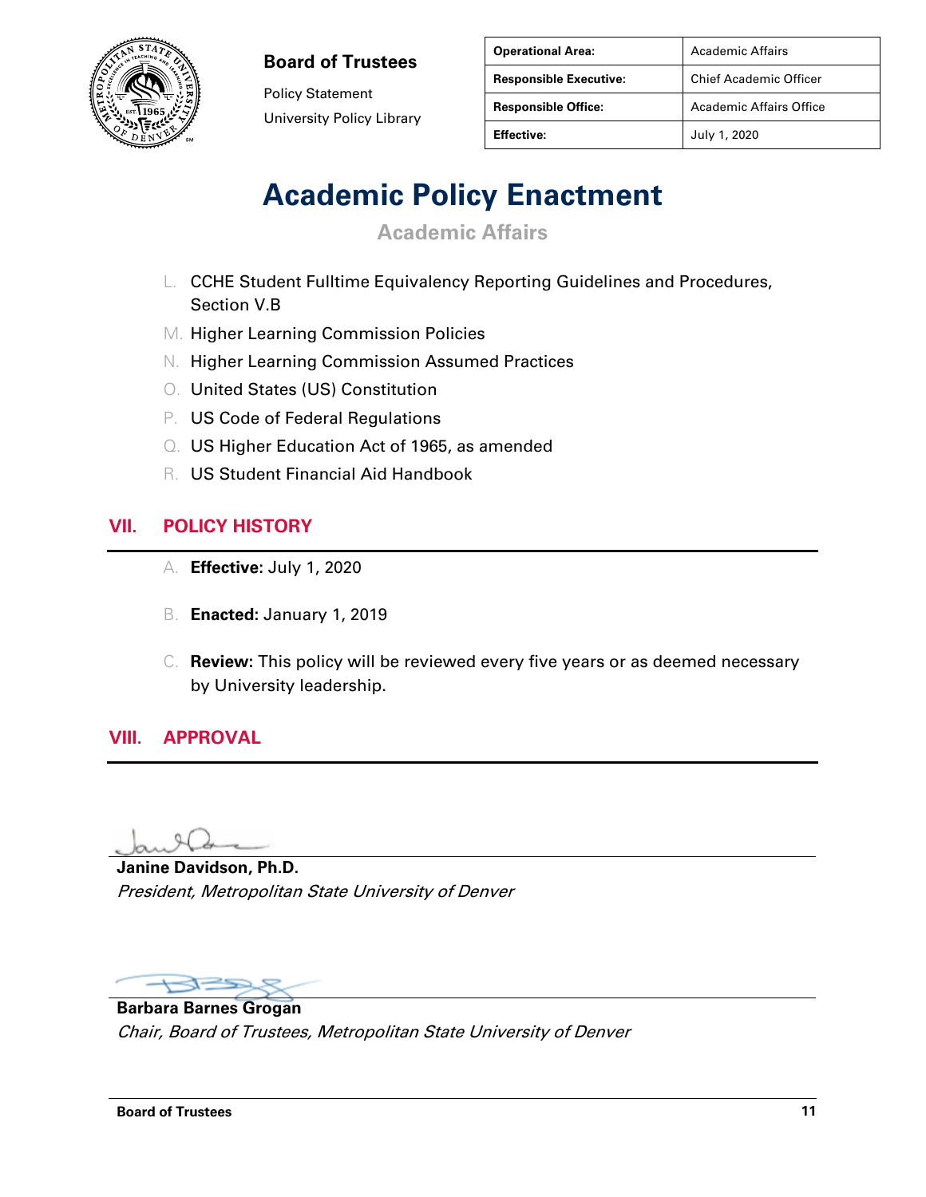**Board of Trustees**

Policy Statement

University Policy Library

| | |
|---|---|
| **Operational Area:** | Academic Affairs |
| **Responsible Executive:** | Chief Academic Officer |
| **Responsible Office:** | Academic Affairs Office |
| **Effective:** | July 1, 2020 |

# Academic Policy Enactment

**Academic Affairs**

L. CCHE Student Fulltime Equivalency Reporting Guidelines and Procedures, Section V.B
M. Higher Learning Commission Policies
N. Higher Learning Commission Assumed Practices
O. United States (US) Constitution
P. US Code of Federal Regulations
Q. US Higher Education Act of 1965, as amended
R. US Student Financial Aid Handbook

## VII. POLICY HISTORY

A. **Effective:** July 1, 2020

B. **Enacted:** January 1, 2019

C. **Review:** This policy will be reviewed every five years or as deemed necessary by University leadership.

## VIII. APPROVAL

**Janine Davidson, Ph.D.**
*President, Metropolitan State University of Denver*

**Barbara Barnes Grogan**
*Chair, Board of Trustees, Metropolitan State University of Denver*